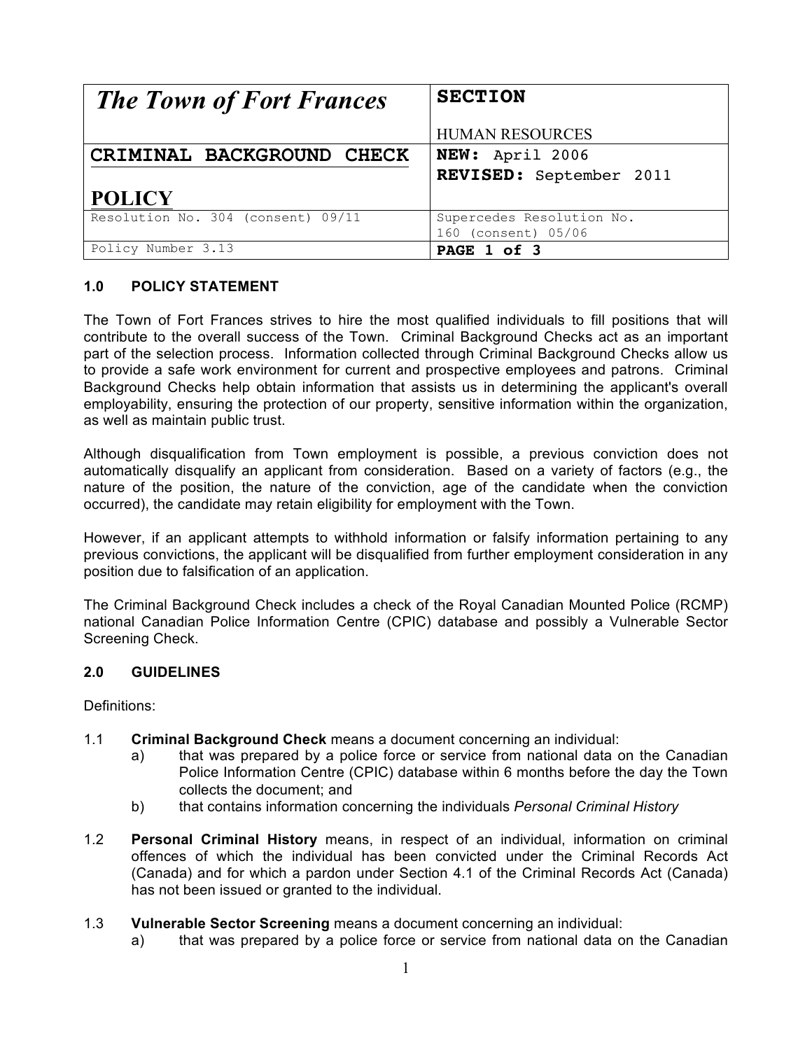| The Town of Fort Frances | SECTION<br><br>HUMAN RESOURCES |
|---|---|
| **CRIMINAL BACKGROUND CHECK**<br><br>**POLICY** | **NEW:** April 2006<br>**REVISED:** September 2011 |
| Resolution No. 304 (consent) 09/11 | Supercedes Resolution No. 160 (consent) 05/06 |
| Policy Number 3.13 | **PAGE 1 of 3** |

### 1.0 POLICY STATEMENT

The Town of Fort Frances strives to hire the most qualified individuals to fill positions that will contribute to the overall success of the Town. Criminal Background Checks act as an important part of the selection process. Information collected through Criminal Background Checks allow us to provide a safe work environment for current and prospective employees and patrons. Criminal Background Checks help obtain information that assists us in determining the applicant's overall employability, ensuring the protection of our property, sensitive information within the organization, as well as maintain public trust.

Although disqualification from Town employment is possible, a previous conviction does not automatically disqualify an applicant from consideration. Based on a variety of factors (e.g., the nature of the position, the nature of the conviction, age of the candidate when the conviction occurred), the candidate may retain eligibility for employment with the Town.

However, if an applicant attempts to withhold information or falsify information pertaining to any previous convictions, the applicant will be disqualified from further employment consideration in any position due to falsification of an application.

The Criminal Background Check includes a check of the Royal Canadian Mounted Police (RCMP) national Canadian Police Information Centre (CPIC) database and possibly a Vulnerable Sector Screening Check.

### 2.0 GUIDELINES

Definitions:

1.1 **Criminal Background Check** means a document concerning an individual:
   a) that was prepared by a police force or service from national data on the Canadian Police Information Centre (CPIC) database within 6 months before the day the Town collects the document; and
   b) that contains information concerning the individuals *Personal Criminal History*

1.2 **Personal Criminal History** means, in respect of an individual, information on criminal offences of which the individual has been convicted under the Criminal Records Act (Canada) and for which a pardon under Section 4.1 of the Criminal Records Act (Canada) has not been issued or granted to the individual.

1.3 **Vulnerable Sector Screening** means a document concerning an individual:
   a) that was prepared by a police force or service from national data on the Canadian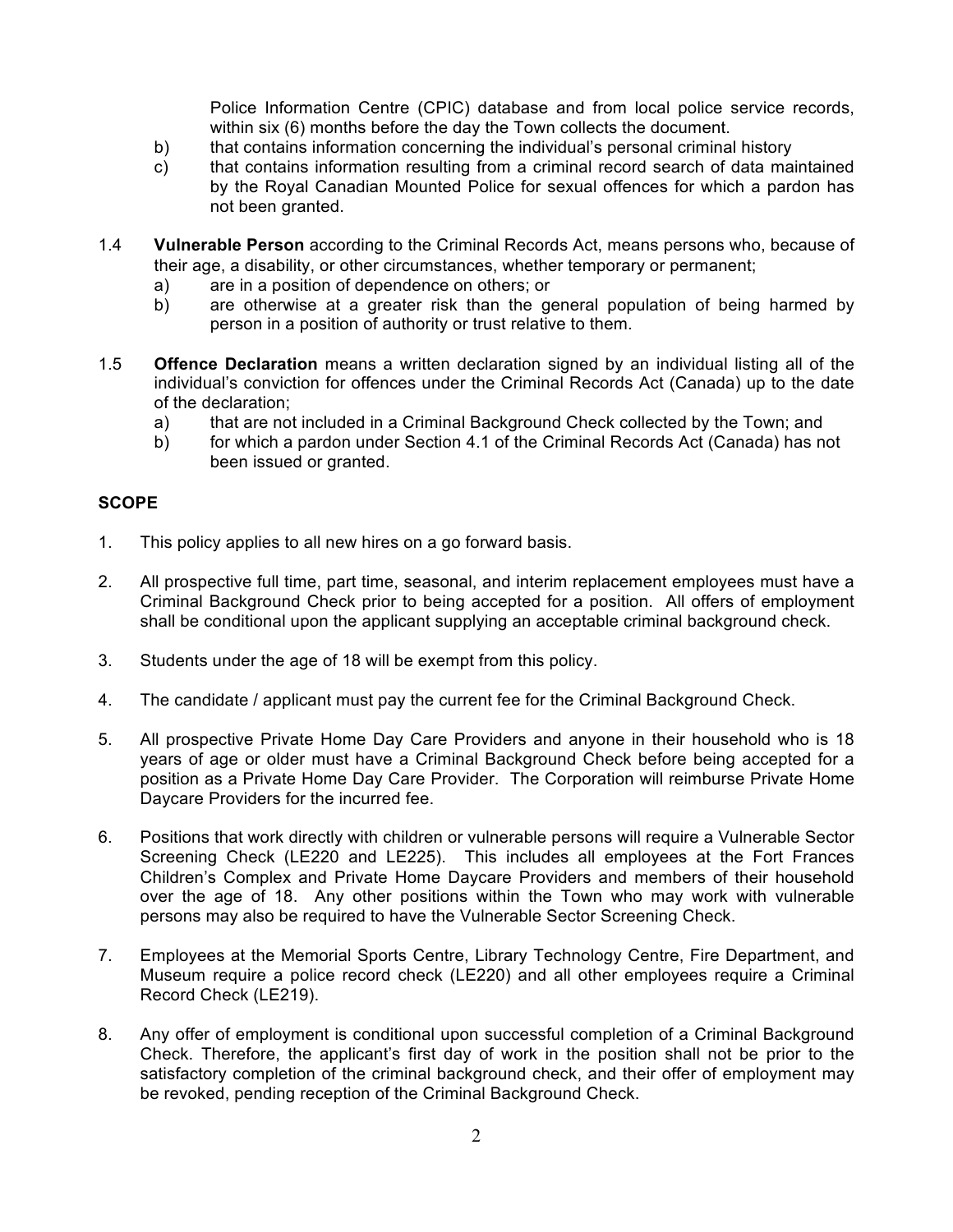Police Information Centre (CPIC) database and from local police service records, within six (6) months before the day the Town collects the document.

b) that contains information concerning the individual's personal criminal history

c) that contains information resulting from a criminal record search of data maintained by the Royal Canadian Mounted Police for sexual offences for which a pardon has not been granted.

1.4 **Vulnerable Person** according to the Criminal Records Act, means persons who, because of their age, a disability, or other circumstances, whether temporary or permanent;

a) are in a position of dependence on others; or

b) are otherwise at a greater risk than the general population of being harmed by person in a position of authority or trust relative to them.

1.5 **Offence Declaration** means a written declaration signed by an individual listing all of the individual's conviction for offences under the Criminal Records Act (Canada) up to the date of the declaration;

a) that are not included in a Criminal Background Check collected by the Town; and

b) for which a pardon under Section 4.1 of the Criminal Records Act (Canada) has not been issued or granted.

**SCOPE**

1. This policy applies to all new hires on a go forward basis.
2. All prospective full time, part time, seasonal, and interim replacement employees must have a Criminal Background Check prior to being accepted for a position. All offers of employment shall be conditional upon the applicant supplying an acceptable criminal background check.
3. Students under the age of 18 will be exempt from this policy.
4. The candidate / applicant must pay the current fee for the Criminal Background Check.
5. All prospective Private Home Day Care Providers and anyone in their household who is 18 years of age or older must have a Criminal Background Check before being accepted for a position as a Private Home Day Care Provider. The Corporation will reimburse Private Home Daycare Providers for the incurred fee.
6. Positions that work directly with children or vulnerable persons will require a Vulnerable Sector Screening Check (LE220 and LE225). This includes all employees at the Fort Frances Children's Complex and Private Home Daycare Providers and members of their household over the age of 18. Any other positions within the Town who may work with vulnerable persons may also be required to have the Vulnerable Sector Screening Check.
7. Employees at the Memorial Sports Centre, Library Technology Centre, Fire Department, and Museum require a police record check (LE220) and all other employees require a Criminal Record Check (LE219).
8. Any offer of employment is conditional upon successful completion of a Criminal Background Check. Therefore, the applicant's first day of work in the position shall not be prior to the satisfactory completion of the criminal background check, and their offer of employment may be revoked, pending reception of the Criminal Background Check.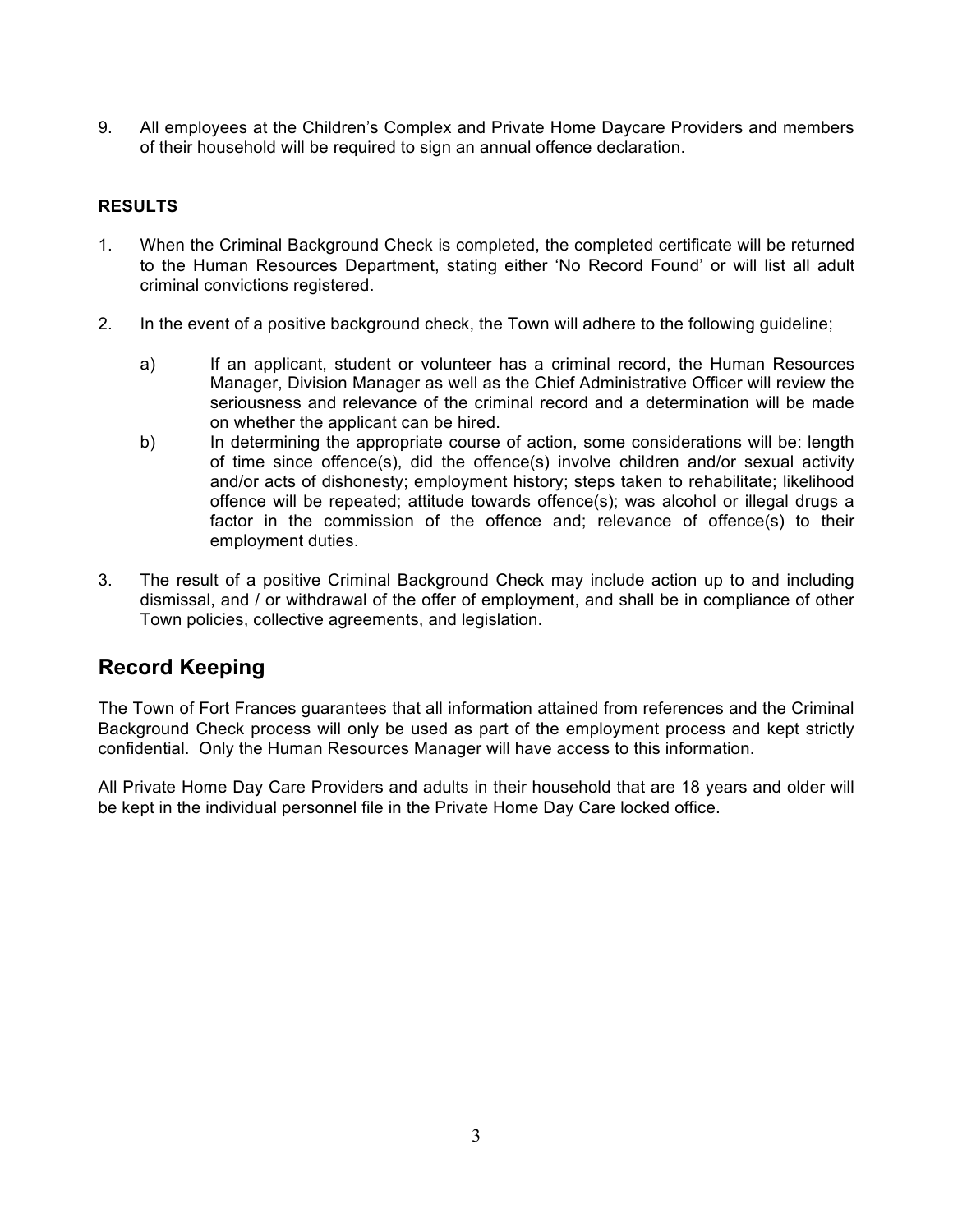9. All employees at the Children's Complex and Private Home Daycare Providers and members of their household will be required to sign an annual offence declaration.

**RESULTS**

1. When the Criminal Background Check is completed, the completed certificate will be returned to the Human Resources Department, stating either 'No Record Found' or will list all adult criminal convictions registered.

2. In the event of a positive background check, the Town will adhere to the following guideline;

   a) If an applicant, student or volunteer has a criminal record, the Human Resources Manager, Division Manager as well as the Chief Administrative Officer will review the seriousness and relevance of the criminal record and a determination will be made on whether the applicant can be hired.

   b) In determining the appropriate course of action, some considerations will be: length of time since offence(s), did the offence(s) involve children and/or sexual activity and/or acts of dishonesty; employment history; steps taken to rehabilitate; likelihood offence will be repeated; attitude towards offence(s); was alcohol or illegal drugs a factor in the commission of the offence and; relevance of offence(s) to their employment duties.

3. The result of a positive Criminal Background Check may include action up to and including dismissal, and / or withdrawal of the offer of employment, and shall be in compliance of other Town policies, collective agreements, and legislation.

## Record Keeping

The Town of Fort Frances guarantees that all information attained from references and the Criminal Background Check process will only be used as part of the employment process and kept strictly confidential. Only the Human Resources Manager will have access to this information.

All Private Home Day Care Providers and adults in their household that are 18 years and older will be kept in the individual personnel file in the Private Home Day Care locked office.